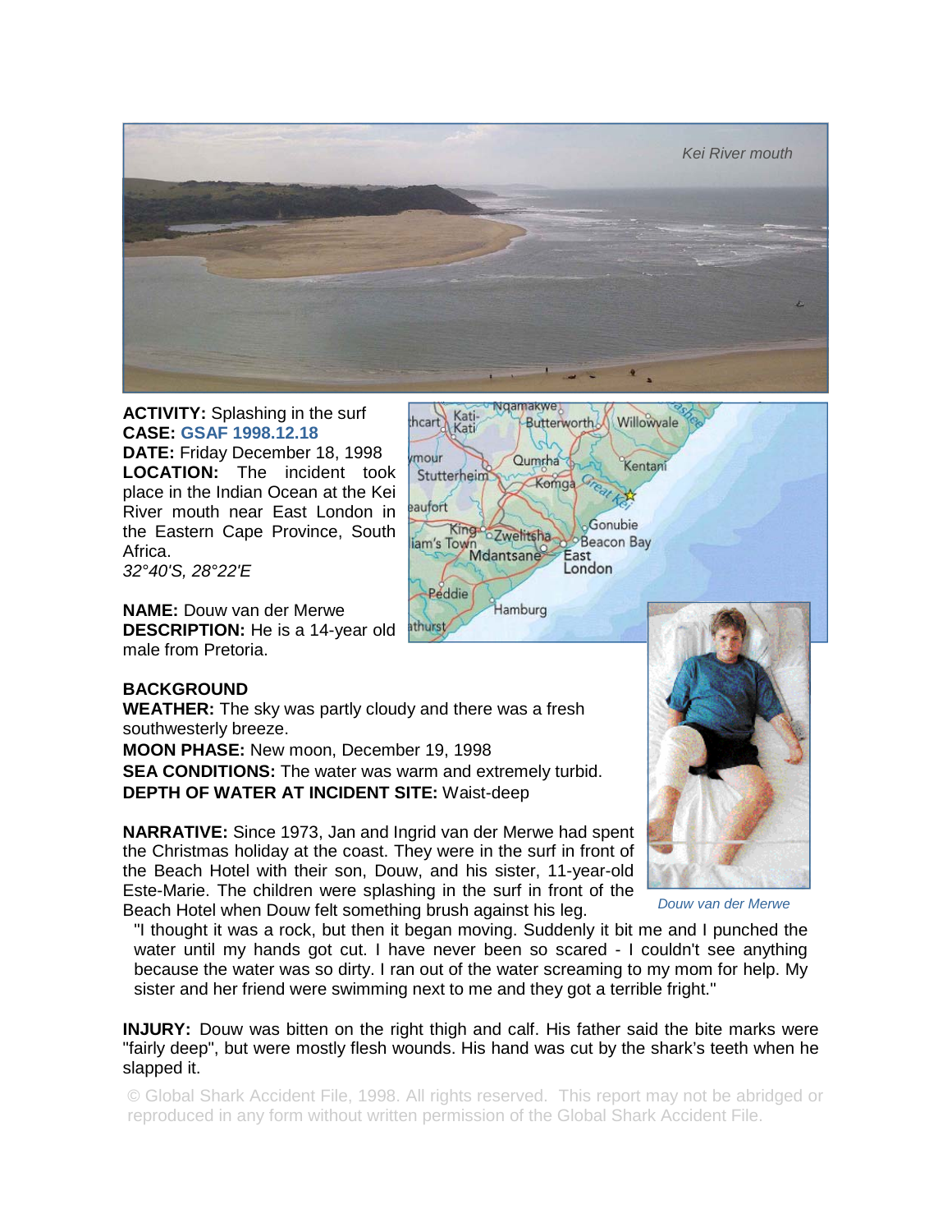Kei River mouth

**ACTIVITY:** Splashing in the surf
**CASE:** GSAF 1998.12.18
**DATE:** Friday December 18, 1998
**LOCATION:** The incident took place in the Indian Ocean at the Kei River mouth near East London in the Eastern Cape Province, South Africa.
*32°40'S, 28°22'E*

**NAME:** Douw van der Merwe
**DESCRIPTION:** He is a 14-year old male from Pretoria.

**BACKGROUND**
**WEATHER:** The sky was partly cloudy and there was a fresh southwesterly breeze.
**MOON PHASE:** New moon, December 19, 1998
**SEA CONDITIONS:** The water was warm and extremely turbid.
**DEPTH OF WATER AT INCIDENT SITE:** Waist-deep

**NARRATIVE:** Since 1973, Jan and Ingrid van der Merwe had spent the Christmas holiday at the coast. They were in the surf in front of the Beach Hotel with their son, Douw, and his sister, 11-year-old Este-Marie. The children were splashing in the surf in front of the Beach Hotel when Douw felt something brush against his leg.

> "I thought it was a rock, but then it began moving. Suddenly it bit me and I punched the water until my hands got cut. I have never been so scared - I couldn't see anything because the water was so dirty. I ran out of the water screaming to my mom for help. My sister and her friend were swimming next to me and they got a terrible fright."

*Douw van der Merwe*

**INJURY:** Douw was bitten on the right thigh and calf. His father said the bite marks were "fairly deep", but were mostly flesh wounds. His hand was cut by the shark's teeth when he slapped it.

© Global Shark Accident File, 1998. All rights reserved. This report may not be abridged or reproduced in any form without written permission of the Global Shark Accident File.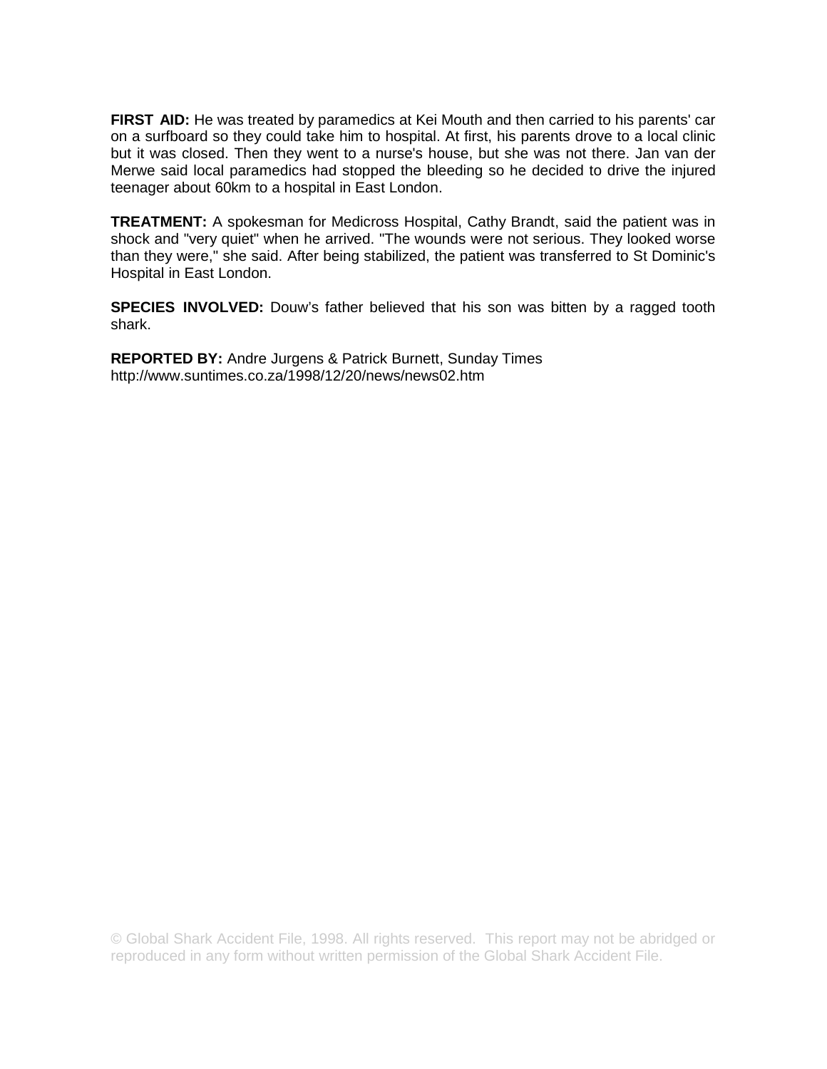**FIRST AID:** He was treated by paramedics at Kei Mouth and then carried to his parents' car on a surfboard so they could take him to hospital. At first, his parents drove to a local clinic but it was closed. Then they went to a nurse's house, but she was not there. Jan van der Merwe said local paramedics had stopped the bleeding so he decided to drive the injured teenager about 60km to a hospital in East London.

**TREATMENT:** A spokesman for Medicross Hospital, Cathy Brandt, said the patient was in shock and "very quiet" when he arrived. "The wounds were not serious. They looked worse than they were," she said. After being stabilized, the patient was transferred to St Dominic's Hospital in East London.

**SPECIES INVOLVED:** Douw's father believed that his son was bitten by a ragged tooth shark.

**REPORTED BY:** Andre Jurgens & Patrick Burnett, Sunday Times
http://www.suntimes.co.za/1998/12/20/news/news02.htm

© Global Shark Accident File, 1998. All rights reserved. This report may not be abridged or reproduced in any form without written permission of the Global Shark Accident File.